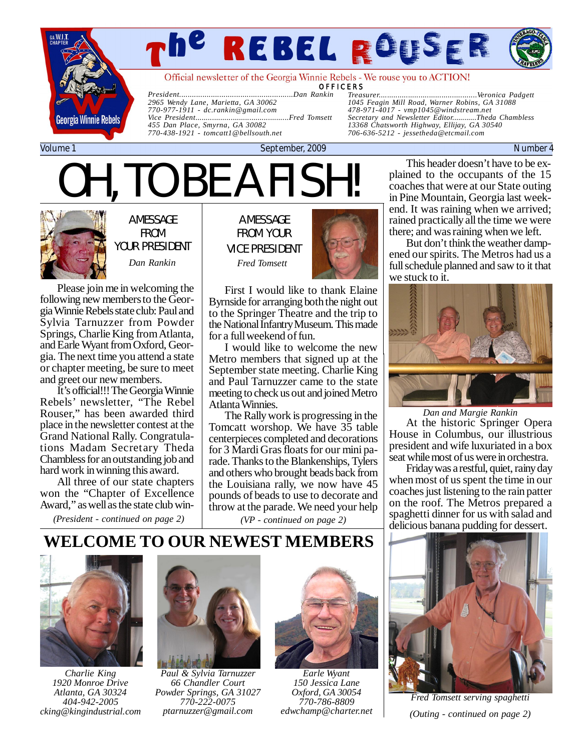# The REBEL ROUSER

Official newsletter of the Georgia Winnie Rebels - We rouse you to ACTION!

**OFFICERS**

President.......................................................Dan Rankin
2965 Wendy Lane, Marietta, GA 30062
770-977-1911 - dc.rankin@gmail.com

Vice President.............................................Fred Tomsett
455 Dan Place, Smyrna, GA 30082
770-438-1921 - tomcatt1@bellsouth.net

Treasurer..............................................Veronica Padgett
1045 Feagin Mill Road, Warner Robins, GA 31088
478-971-4017 - vmp1045@windstream.net

Secretary and Newsletter Editor...........Theda Chambless
13368 Chatsworth Highway, Ellijay, GA 30540
706-636-5212 - jessetheda@etcmail.com

Volume 1 — September, 2009 — Number 4

# OH, TO BE A FISH!

## A MESSAGE FROM YOUR PRESIDENT

*Dan Rankin*

Please join me in welcoming the following new members to the Georgia Winnie Rebels state club: Paul and Sylvia Tarnuzzer from Powder Springs, Charlie King from Atlanta, and Earle Wyant from Oxford, Georgia. The next time you attend a state or chapter meeting, be sure to meet and greet our new members.

It's official!!! The Georgia Winnie Rebels' newsletter, "The Rebel Rouser," has been awarded third place in the newsletter contest at the Grand National Rally. Congratulations Madam Secretary Theda Chambless for an outstanding job and hard work in winning this award.

All three of our state chapters won the "Chapter of Excellence Award," as well as the state club win-

*(President - continued on page 2)*

## A MESSAGE FROM YOUR VICE PRESIDENT

*Fred Tomsett*

First I would like to thank Elaine Byrnside for arranging both the night out to the Springer Theatre and the trip to the National Infantry Museum. This made for a full weekend of fun.

I would like to welcome the new Metro members that signed up at the September state meeting. Charlie King and Paul Tarnuzzer came to the state meeting to check us out and joined Metro Atlanta Winnies.

The Rally work is progressing in the Tomcatt worshop. We have 35 table centerpieces completed and decorations for 3 Mardi Gras floats for our mini parade. Thanks to the Blankenships, Tylers and others who brought beads back from the Louisiana rally, we now have 45 pounds of beads to use to decorate and throw at the parade. We need your help

*(VP - continued on page 2)*

This header doesn't have to be explained to the occupants of the 15 coaches that were at our State outing in Pine Mountain, Georgia last weekend. It was raining when we arrived; rained practically all the time we were there; and was raining when we left.

But don't think the weather dampened our spirits. The Metros had us a full schedule planned and saw to it that we stuck to it.

*Dan and Margie Rankin*

At the historic Springer Opera House in Columbus, our illustrious president and wife luxuriated in a box seat while most of us were in orchestra.

Friday was a restful, quiet, rainy day when most of us spent the time in our coaches just listening to the rain patter on the roof. The Metros prepared a spaghetti dinner for us with salad and delicious banana pudding for dessert.

*Fred Tomsett serving spaghetti*

*(Outing - continued on page 2)*

## WELCOME TO OUR NEWEST MEMBERS

*Charlie King*
*1920 Monroe Drive*
*Atlanta, GA 30324*
*404-942-2005*
*cking@kingindustrial.com*

*Paul & Sylvia Tarnuzzer*
*66 Chandler Court*
*Powder Springs, GA 31027*
*770-222-0075*
*ptarnuzzer@gmail.com*

*Earle Wyant*
*150 Jessica Lane*
*Oxford, GA 30054*
*770-786-8809*
*edwchamp@charter.net*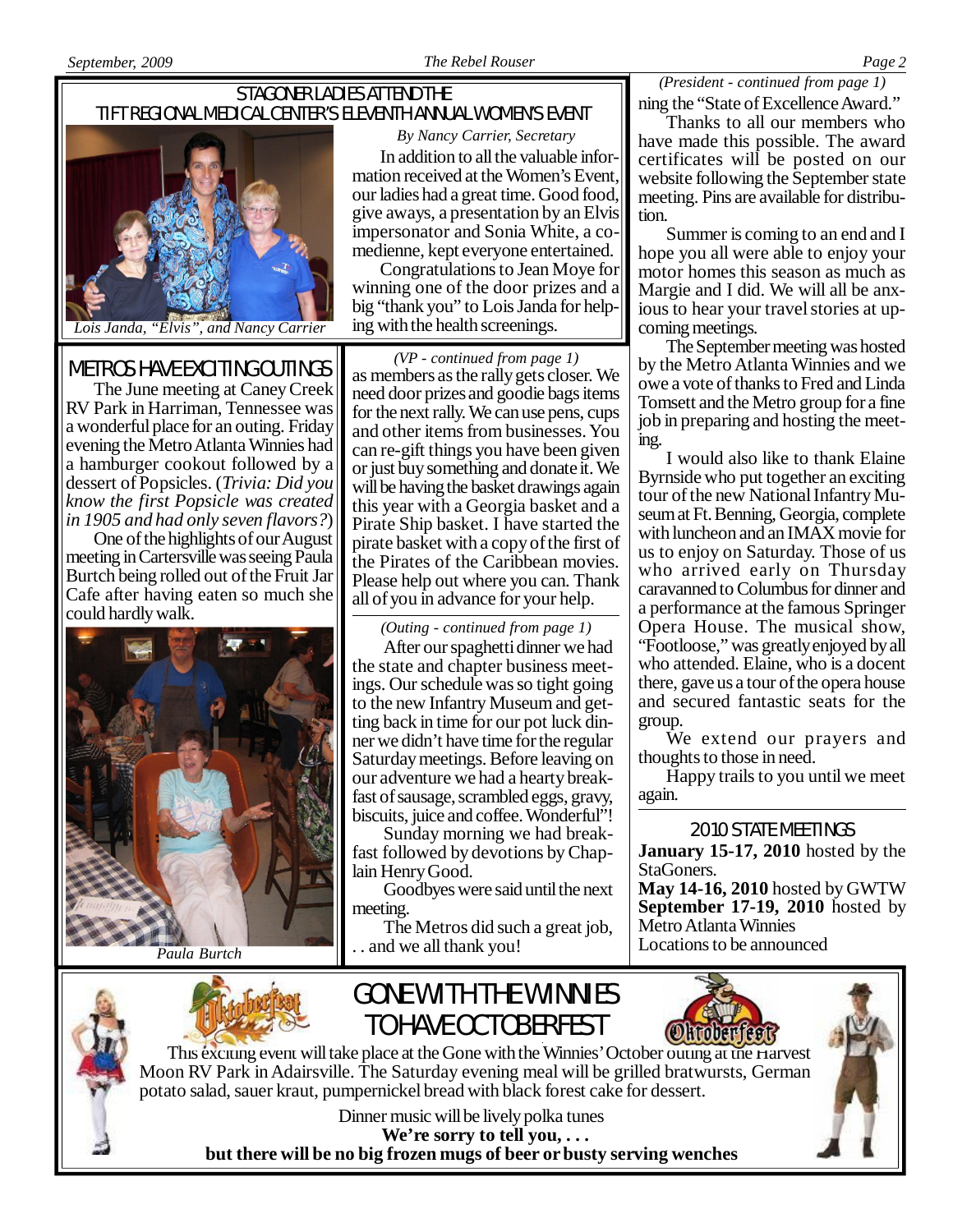## STAGONER LADIES ATTEND THE TIFT REGIONAL MEDICAL CENTER'S ELEVENTH ANNUAL WOMEN'S EVENT

*By Nancy Carrier, Secretary*

In addition to all the valuable information received at the Women's Event, our ladies had a great time. Good food, give aways, a presentation by an Elvis impersonator and Sonia White, a comedienne, kept everyone entertained.

Congratulations to Jean Moye for winning one of the door prizes and a big "thank you" to Lois Janda for helping with the health screenings.

*Lois Janda, "Elvis", and Nancy Carrier*

## METROS HAVE EXCITING OUTINGS

The June meeting at Caney Creek RV Park in Harriman, Tennessee was a wonderful place for an outing. Friday evening the Metro Atlanta Winnies had a hamburger cookout followed by a dessert of Popsicles. (*Trivia: Did you know the first Popsicle was created in 1905 and had only seven flavors?*)

One of the highlights of our August meeting in Cartersville was seeing Paula Burtch being rolled out of the Fruit Jar Cafe after having eaten so much she could hardly walk.

*Paula Burtch*

*(Outing - continued from page 1)*

After our spaghetti dinner we had the state and chapter business meetings. Our schedule was so tight going to the new Infantry Museum and getting back in time for our pot luck dinner we didn't have time for the regular Saturday meetings. Before leaving on our adventure we had a hearty breakfast of sausage, scrambled eggs, gravy, biscuits, juice and coffee. Wonderful"!

Sunday morning we had breakfast followed by devotions by Chaplain Henry Good.

Goodbyes were said until the next meeting.

The Metros did such a great job, . . and we all thank you!

*(VP - continued from page 1)*

as members as the rally gets closer. We need door prizes and goodie bags items for the next rally. We can use pens, cups and other items from businesses. You can re-gift things you have been given or just buy something and donate it. We will be having the basket drawings again this year with a Georgia basket and a Pirate Ship basket. I have started the pirate basket with a copy of the first of the Pirates of the Caribbean movies. Please help out where you can. Thank all of you in advance for your help.

*(President - continued from page 1)*

ning the "State of Excellence Award."

Thanks to all our members who have made this possible. The award certificates will be posted on our website following the September state meeting. Pins are available for distribution.

Summer is coming to an end and I hope you all were able to enjoy your motor homes this season as much as Margie and I did. We will all be anxious to hear your travel stories at upcoming meetings.

The September meeting was hosted by the Metro Atlanta Winnies and we owe a vote of thanks to Fred and Linda Tomsett and the Metro group for a fine job in preparing and hosting the meeting.

I would also like to thank Elaine Byrnside who put together an exciting tour of the new National Infantry Museum at Ft. Benning, Georgia, complete with luncheon and an IMAX movie for us to enjoy on Saturday. Those of us who arrived early on Thursday caravanned to Columbus for dinner and a performance at the famous Springer Opera House. The musical show, "Footloose," was greatly enjoyed by all who attended. Elaine, who is a docent there, gave us a tour of the opera house and secured fantastic seats for the group.

We extend our prayers and thoughts to those in need.

Happy trails to you until we meet again.

## 2010 STATE MEETINGS

**January 15-17, 2010** hosted by the StaGoners.
**May 14-16, 2010** hosted by GWTW
**September 17-19, 2010** hosted by Metro Atlanta Winnies
Locations to be announced

## GONE WITH THE WINNIES TO HAVE OCTOBERFEST

This exciting event will take place at the Gone with the Winnies' October outing at the Harvest Moon RV Park in Adairsville. The Saturday evening meal will be grilled bratwursts, German potato salad, sauer kraut, pumpernickel bread with black forest cake for dessert.

Dinner music will be lively polka tunes

**We're sorry to tell you, . . .**
**but there will be no big frozen mugs of beer or busty serving wenches**